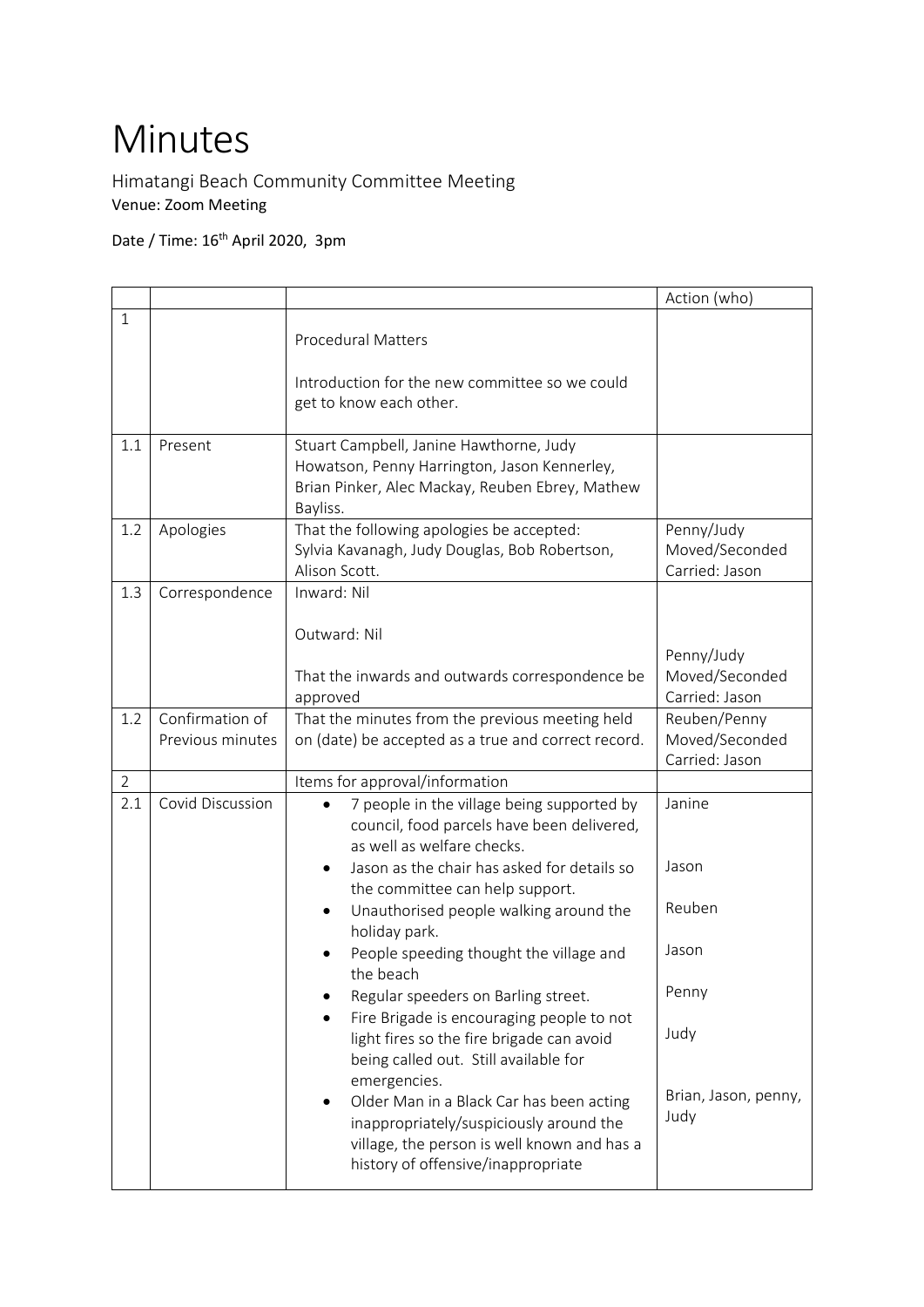# Minutes

Himatangi Beach Community Committee Meeting
Venue: Zoom Meeting

Date / Time: 16th April 2020, 3pm

| | | | Action (who) |
|---|---|---|---|
| 1 | | Procedural Matters<br><br>Introduction for the new committee so we could get to know each other. | |
| 1.1 | Present | Stuart Campbell, Janine Hawthorne, Judy Howatson, Penny Harrington, Jason Kennerley, Brian Pinker, Alec Mackay, Reuben Ebrey, Mathew Bayliss. | |
| 1.2 | Apologies | That the following apologies be accepted:<br>Sylvia Kavanagh, Judy Douglas, Bob Robertson, Alison Scott. | Penny/Judy<br>Moved/Seconded<br>Carried: Jason |
| 1.3 | Correspondence | Inward: Nil<br><br>Outward: Nil<br><br>That the inwards and outwards correspondence be approved | Penny/Judy<br>Moved/Seconded<br>Carried: Jason |
| 1.2 | Confirmation of Previous minutes | That the minutes from the previous meeting held on (date) be accepted as a true and correct record. | Reuben/Penny<br>Moved/Seconded<br>Carried: Jason |
| 2 | | Items for approval/information | |
| 2.1 | Covid Discussion | • 7 people in the village being supported by council, food parcels have been delivered, as well as welfare checks.<br>• Jason as the chair has asked for details so the committee can help support.<br>• Unauthorised people walking around the holiday park.<br>• People speeding thought the village and the beach<br>• Regular speeders on Barling street.<br>• Fire Brigade is encouraging people to not light fires so the fire brigade can avoid being called out. Still available for emergencies.<br>• Older Man in a Black Car has been acting inappropriately/suspiciously around the village, the person is well known and has a history of offensive/inappropriate | Janine<br><br>Jason<br><br>Reuben<br><br>Jason<br><br>Penny<br><br>Judy<br><br>Brian, Jason, penny, Judy |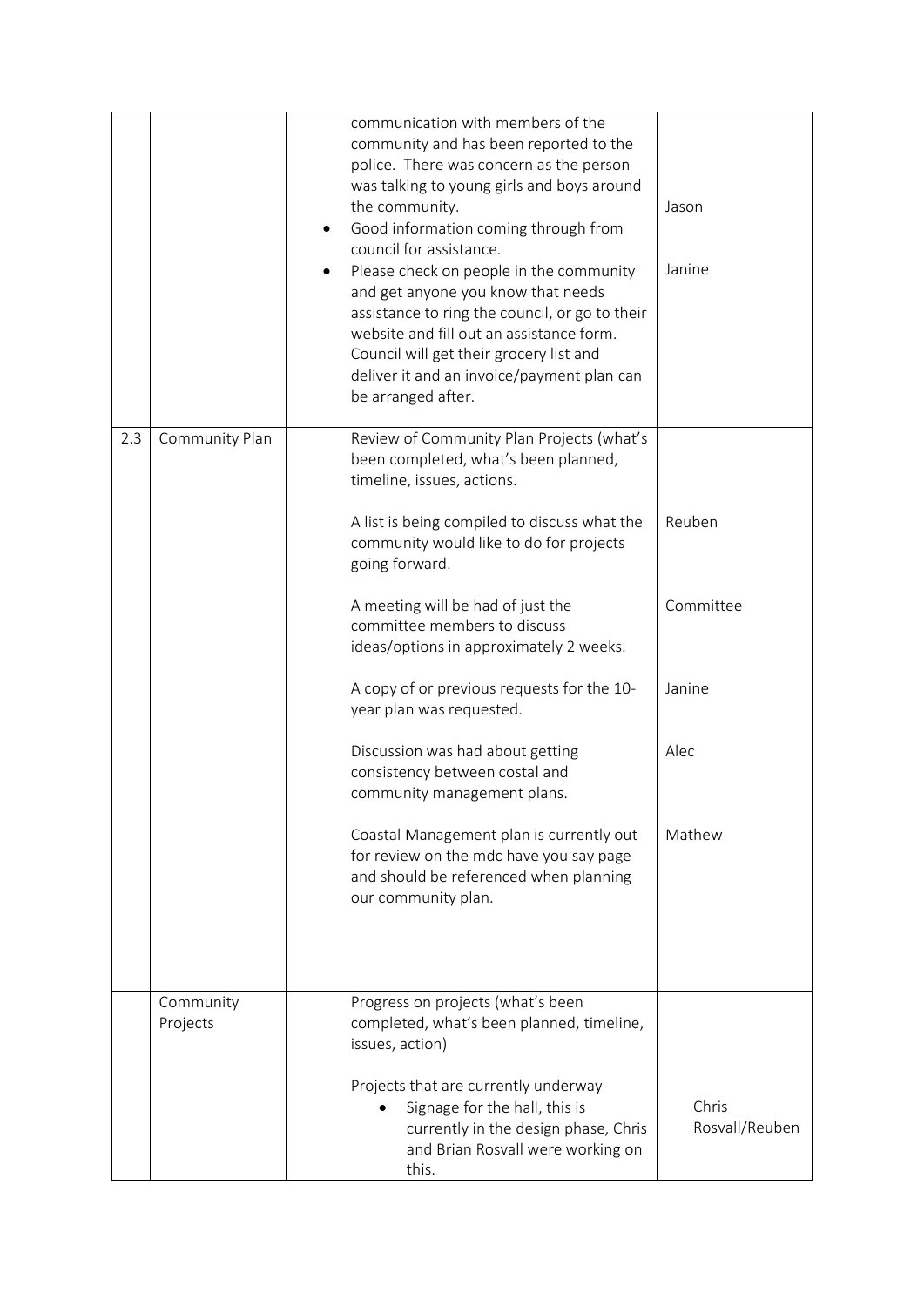| | | | |
|---|---|---|---|
| | | communication with members of the community and has been reported to the police. There was concern as the person was talking to young girls and boys around the community.<br>• Good information coming through from council for assistance.<br>• Please check on people in the community and get anyone you know that needs assistance to ring the council, or go to their website and fill out an assistance form. Council will get their grocery list and deliver it and an invoice/payment plan can be arranged after. | Jason<br><br>Janine |
| 2.3 | Community Plan | Review of Community Plan Projects (what's been completed, what's been planned, timeline, issues, actions. | |
| | | A list is being compiled to discuss what the community would like to do for projects going forward. | Reuben |
| | | A meeting will be had of just the committee members to discuss ideas/options in approximately 2 weeks. | Committee |
| | | A copy of or previous requests for the 10-year plan was requested. | Janine |
| | | Discussion was had about getting consistency between costal and community management plans. | Alec |
| | | Coastal Management plan is currently out for review on the mdc have you say page and should be referenced when planning our community plan. | Mathew |
| | Community Projects | Progress on projects (what's been completed, what's been planned, timeline, issues, action) | |
| | | Projects that are currently underway<br>• Signage for the hall, this is currently in the design phase, Chris and Brian Rosvall were working on this. | Chris Rosvall/Reuben |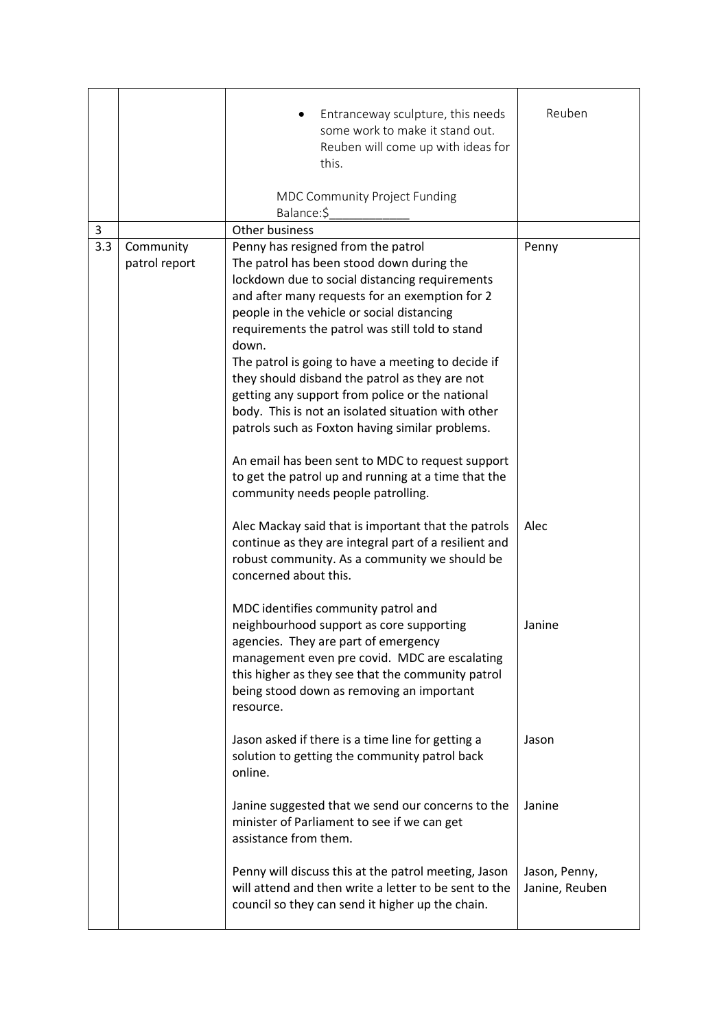| | | | |
|---|---|---|---|
| | | • Entranceway sculpture, this needs some work to make it stand out. Reuben will come up with ideas for this.<br><br>MDC Community Project Funding Balance:$____________ | Reuben |
| 3 | | Other business | |
| 3.3 | Community patrol report | Penny has resigned from the patrol<br>The patrol has been stood down during the lockdown due to social distancing requirements and after many requests for an exemption for 2 people in the vehicle or social distancing requirements the patrol was still told to stand down.<br>The patrol is going to have a meeting to decide if they should disband the patrol as they are not getting any support from police or the national body. This is not an isolated situation with other patrols such as Foxton having similar problems.<br><br>An email has been sent to MDC to request support to get the patrol up and running at a time that the community needs people patrolling. | Penny |
| | | Alec Mackay said that is important that the patrols continue as they are integral part of a resilient and robust community. As a community we should be concerned about this. | Alec |
| | | MDC identifies community patrol and neighbourhood support as core supporting agencies. They are part of emergency management even pre covid. MDC are escalating this higher as they see that the community patrol being stood down as removing an important resource. | Janine |
| | | Jason asked if there is a time line for getting a solution to getting the community patrol back online. | Jason |
| | | Janine suggested that we send our concerns to the minister of Parliament to see if we can get assistance from them. | Janine |
| | | Penny will discuss this at the patrol meeting, Jason will attend and then write a letter to be sent to the council so they can send it higher up the chain. | Jason, Penny, Janine, Reuben |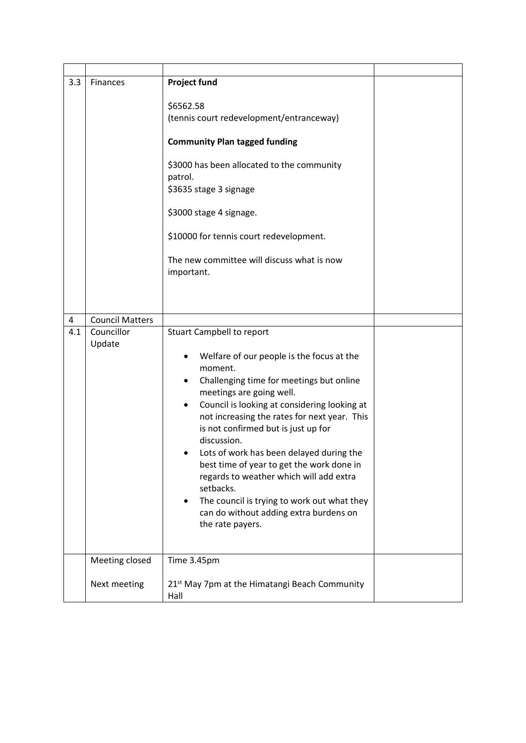| | | | |
|---|---|---|---|
| 3.3 | Finances | **Project fund**<br><br>$6562.58<br>(tennis court redevelopment/entranceway)<br><br>**Community Plan tagged funding**<br><br>$3000 has been allocated to the community patrol.<br>$3635 stage 3 signage<br><br>$3000 stage 4 signage.<br><br>$10000 for tennis court redevelopment.<br><br>The new committee will discuss what is now important. | |
| 4 | Council Matters | | |
| 4.1 | Councillor Update | Stuart Campbell to report<br><br>• Welfare of our people is the focus at the moment.<br>• Challenging time for meetings but online meetings are going well.<br>• Council is looking at considering looking at not increasing the rates for next year. This is not confirmed but is just up for discussion.<br>• Lots of work has been delayed during the best time of year to get the work done in regards to weather which will add extra setbacks.<br>• The council is trying to work out what they can do without adding extra burdens on the rate payers. | |
| | Meeting closed<br><br>Next meeting | Time 3.45pm<br><br>21st May 7pm at the Himatangi Beach Community Hall | |